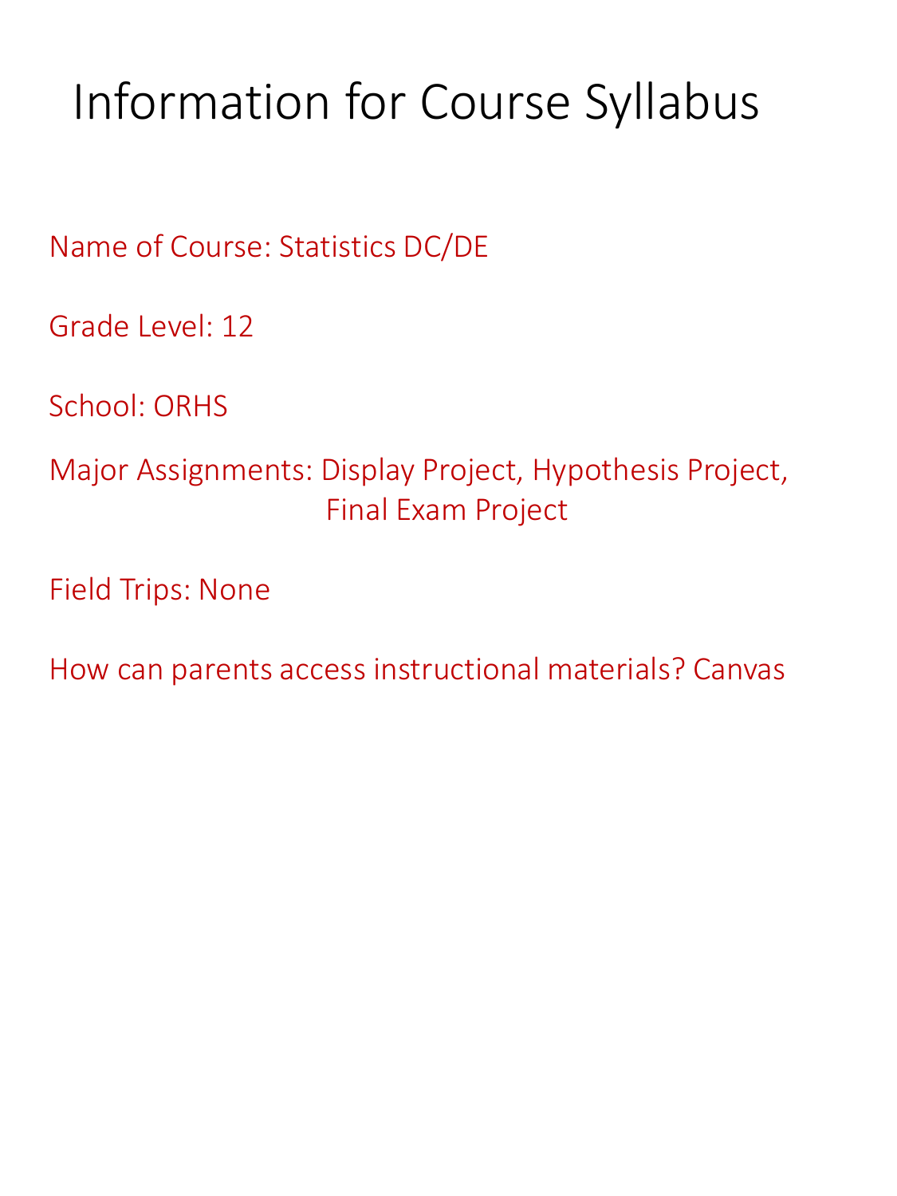# Information for Course Syllabus

Name of Course: Statistics DC/DE

Grade Level: 12

School: ORHS

Major Assignments: Display Project, Hypothesis Project, Final Exam Project

Field Trips: None

How can parents access instructional materials? Canvas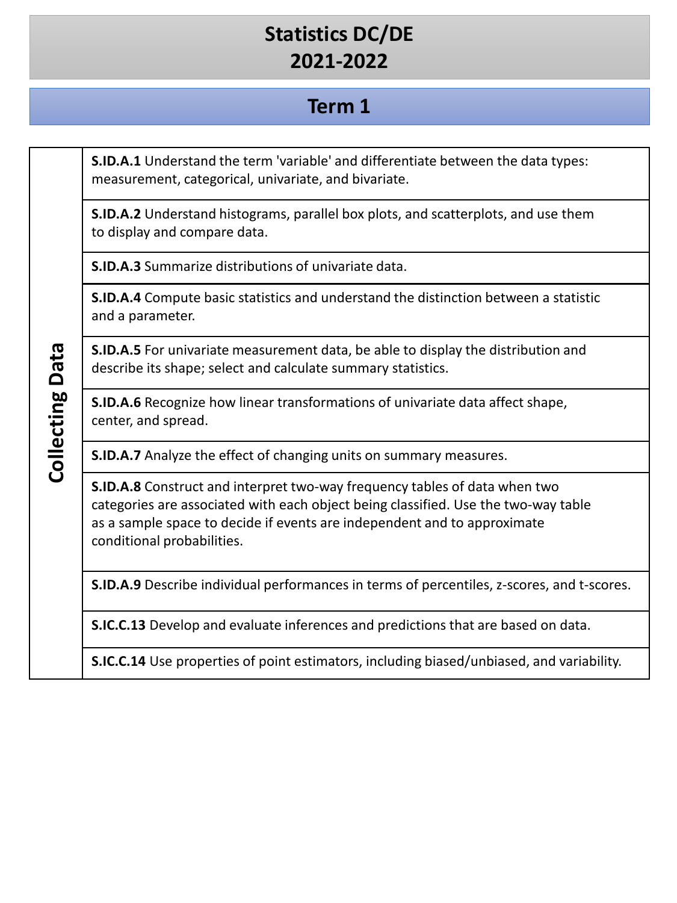# Statistics DC/DE
# 2021-2022

## Term 1

| Collecting Data | |
|---|---|
| Collecting Data | **S.ID.A.1** Understand the term 'variable' and differentiate between the data types: measurement, categorical, univariate, and bivariate. |
| | **S.ID.A.2** Understand histograms, parallel box plots, and scatterplots, and use them to display and compare data. |
| | **S.ID.A.3** Summarize distributions of univariate data. |
| | **S.ID.A.4** Compute basic statistics and understand the distinction between a statistic and a parameter. |
| | **S.ID.A.5** For univariate measurement data, be able to display the distribution and describe its shape; select and calculate summary statistics. |
| | **S.ID.A.6** Recognize how linear transformations of univariate data affect shape, center, and spread. |
| | **S.ID.A.7** Analyze the effect of changing units on summary measures. |
| | **S.ID.A.8** Construct and interpret two-way frequency tables of data when two categories are associated with each object being classified. Use the two-way table as a sample space to decide if events are independent and to approximate conditional probabilities. |
| | **S.ID.A.9** Describe individual performances in terms of percentiles, z-scores, and t-scores. |
| | **S.IC.C.13** Develop and evaluate inferences and predictions that are based on data. |
| | **S.IC.C.14** Use properties of point estimators, including biased/unbiased, and variability. |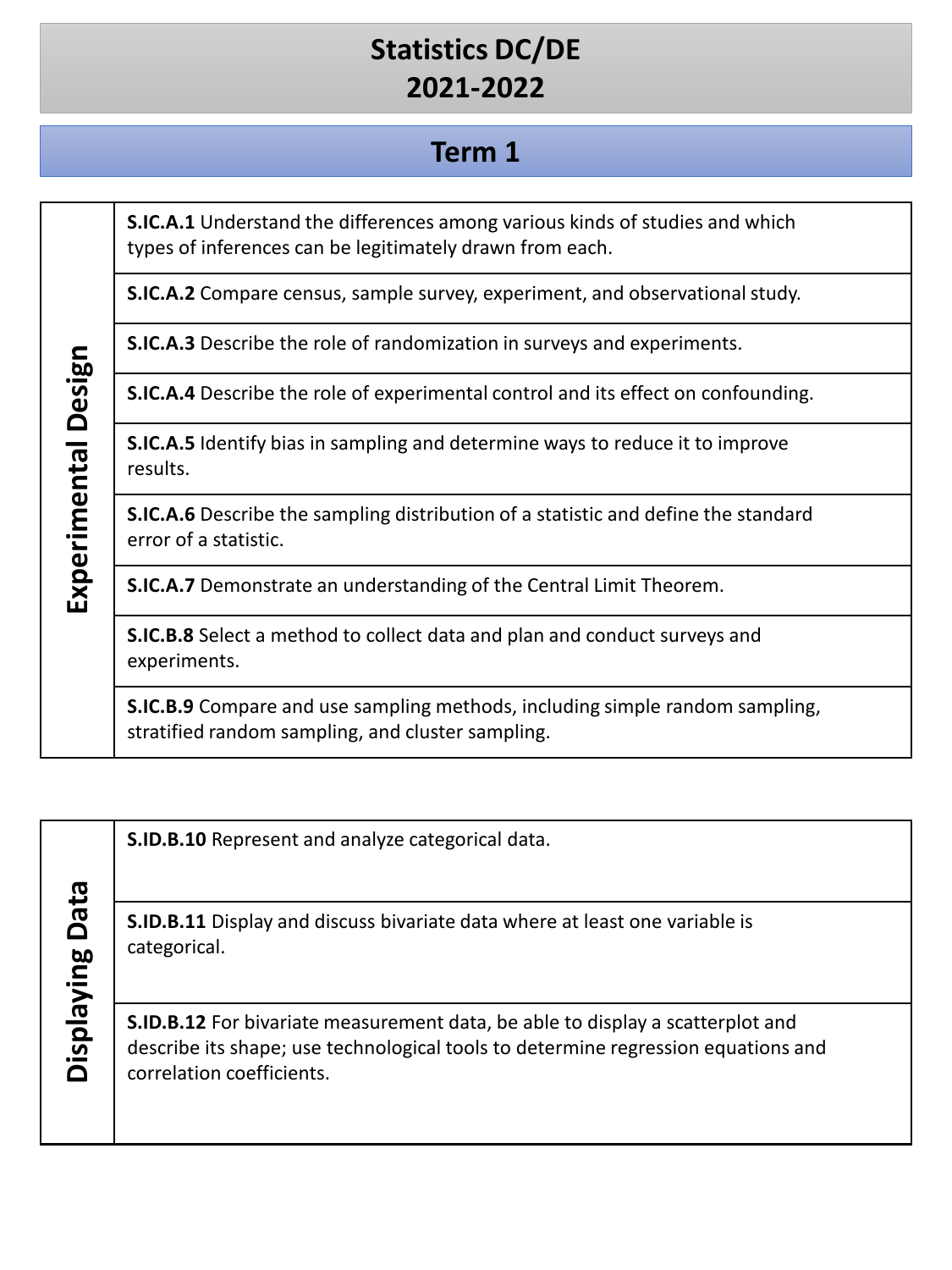# Statistics DC/DE
# 2021-2022

## Term 1

| Experimental Design | |
|---|---|
| | **S.IC.A.1** Understand the differences among various kinds of studies and which types of inferences can be legitimately drawn from each. |
| | **S.IC.A.2** Compare census, sample survey, experiment, and observational study. |
| | **S.IC.A.3** Describe the role of randomization in surveys and experiments. |
| | **S.IC.A.4** Describe the role of experimental control and its effect on confounding. |
| | **S.IC.A.5** Identify bias in sampling and determine ways to reduce it to improve results. |
| | **S.IC.A.6** Describe the sampling distribution of a statistic and define the standard error of a statistic. |
| | **S.IC.A.7** Demonstrate an understanding of the Central Limit Theorem. |
| | **S.IC.B.8** Select a method to collect data and plan and conduct surveys and experiments. |
| | **S.IC.B.9** Compare and use sampling methods, including simple random sampling, stratified random sampling, and cluster sampling. |

| Displaying Data | |
|---|---|
| | **S.ID.B.10** Represent and analyze categorical data. |
| | **S.ID.B.11** Display and discuss bivariate data where at least one variable is categorical. |
| | **S.ID.B.12** For bivariate measurement data, be able to display a scatterplot and describe its shape; use technological tools to determine regression equations and correlation coefficients. |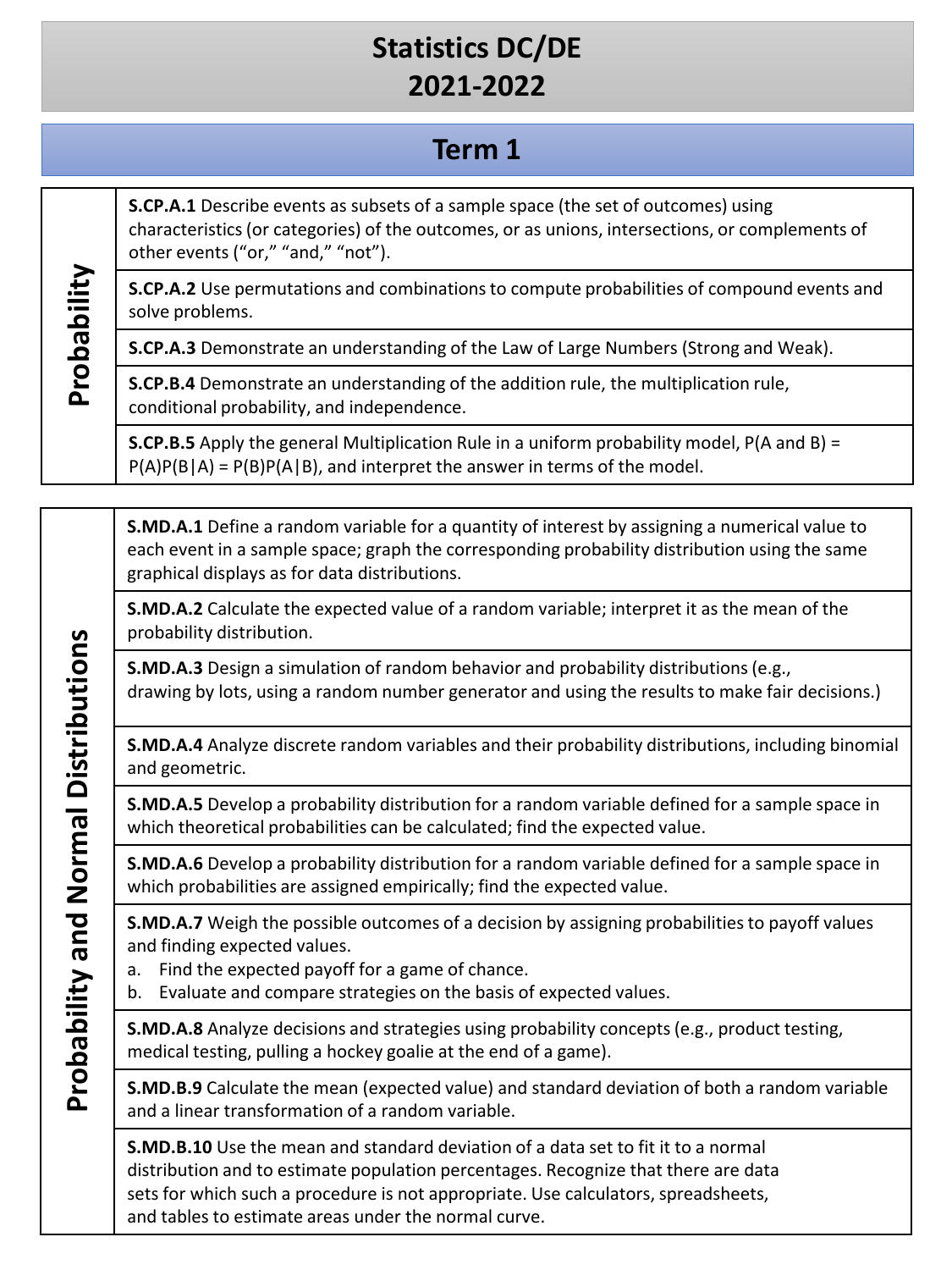# Statistics DC/DE
# 2021-2022

## Term 1

| | |
|---|---|
| **Probability** | **S.CP.A.1** Describe events as subsets of a sample space (the set of outcomes) using characteristics (or categories) of the outcomes, or as unions, intersections, or complements of other events ("or," "and," "not"). |
| | **S.CP.A.2** Use permutations and combinations to compute probabilities of compound events and solve problems. |
| | **S.CP.A.3** Demonstrate an understanding of the Law of Large Numbers (Strong and Weak). |
| | **S.CP.B.4** Demonstrate an understanding of the addition rule, the multiplication rule, conditional probability, and independence. |
| | **S.CP.B.5** Apply the general Multiplication Rule in a uniform probability model, P(A and B) = P(A)P(B\|A) = P(B)P(A\|B), and interpret the answer in terms of the model. |

| | |
|---|---|
| **Probability and Normal Distributions** | **S.MD.A.1** Define a random variable for a quantity of interest by assigning a numerical value to each event in a sample space; graph the corresponding probability distribution using the same graphical displays as for data distributions. |
| | **S.MD.A.2** Calculate the expected value of a random variable; interpret it as the mean of the probability distribution. |
| | **S.MD.A.3** Design a simulation of random behavior and probability distributions (e.g., drawing by lots, using a random number generator and using the results to make fair decisions.) |
| | **S.MD.A.4** Analyze discrete random variables and their probability distributions, including binomial and geometric. |
| | **S.MD.A.5** Develop a probability distribution for a random variable defined for a sample space in which theoretical probabilities can be calculated; find the expected value. |
| | **S.MD.A.6** Develop a probability distribution for a random variable defined for a sample space in which probabilities are assigned empirically; find the expected value. |
| | **S.MD.A.7** Weigh the possible outcomes of a decision by assigning probabilities to payoff values and finding expected values.<br>a. Find the expected payoff for a game of chance.<br>b. Evaluate and compare strategies on the basis of expected values. |
| | **S.MD.A.8** Analyze decisions and strategies using probability concepts (e.g., product testing, medical testing, pulling a hockey goalie at the end of a game). |
| | **S.MD.B.9** Calculate the mean (expected value) and standard deviation of both a random variable and a linear transformation of a random variable. |
| | **S.MD.B.10** Use the mean and standard deviation of a data set to fit it to a normal distribution and to estimate population percentages. Recognize that there are data sets for which such a procedure is not appropriate. Use calculators, spreadsheets, and tables to estimate areas under the normal curve. |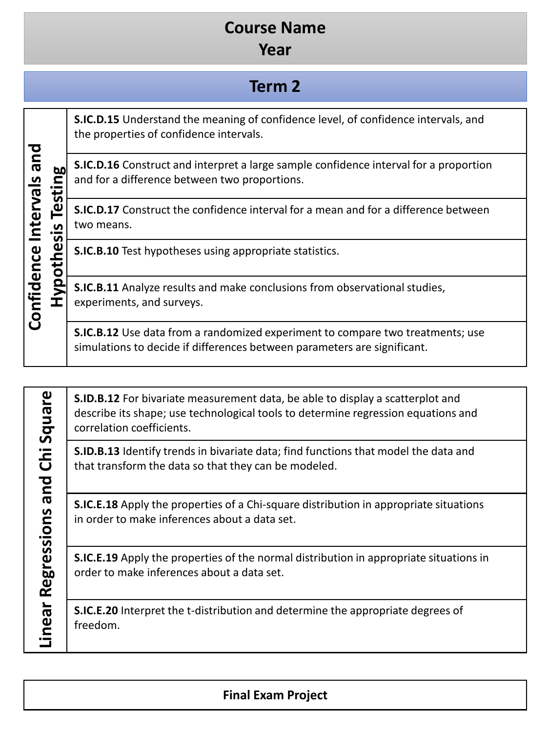# Course Name
# Year

## Term 2

| Confidence Intervals and Hypothesis Testing | |
|---|---|
| | **S.IC.D.15** Understand the meaning of confidence level, of confidence intervals, and the properties of confidence intervals. |
| | **S.IC.D.16** Construct and interpret a large sample confidence interval for a proportion and for a difference between two proportions. |
| | **S.IC.D.17** Construct the confidence interval for a mean and for a difference between two means. |
| | **S.IC.B.10** Test hypotheses using appropriate statistics. |
| | **S.IC.B.11** Analyze results and make conclusions from observational studies, experiments, and surveys. |
| | **S.IC.B.12** Use data from a randomized experiment to compare two treatments; use simulations to decide if differences between parameters are significant. |

| Linear Regressions and Chi Square | |
|---|---|
| | **S.ID.B.12** For bivariate measurement data, be able to display a scatterplot and describe its shape; use technological tools to determine regression equations and correlation coefficients. |
| | **S.ID.B.13** Identify trends in bivariate data; find functions that model the data and that transform the data so that they can be modeled. |
| | **S.IC.E.18** Apply the properties of a Chi-square distribution in appropriate situations in order to make inferences about a data set. |
| | **S.IC.E.19** Apply the properties of the normal distribution in appropriate situations in order to make inferences about a data set. |
| | **S.IC.E.20** Interpret the t-distribution and determine the appropriate degrees of freedom. |

**Final Exam Project**